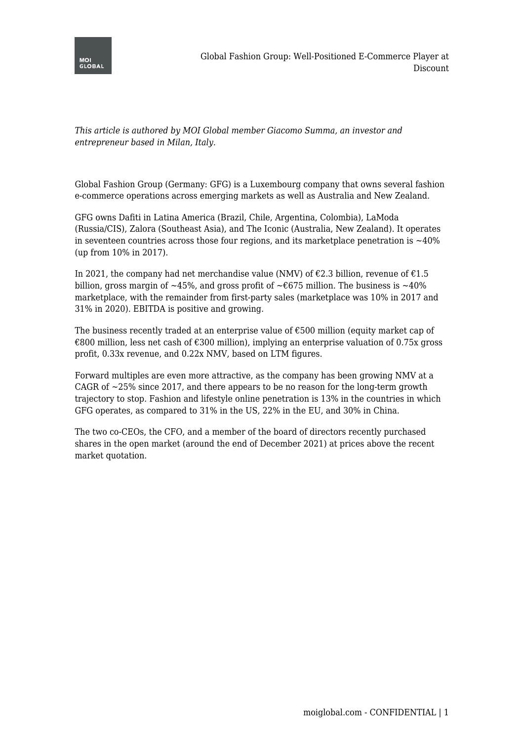*This article is authored by MOI Global member Giacomo Summa, an investor and entrepreneur based in Milan, Italy.*

Global Fashion Group (Germany: GFG) is a Luxembourg company that owns several fashion e-commerce operations across emerging markets as well as Australia and New Zealand.

GFG owns Dafiti in Latina America (Brazil, Chile, Argentina, Colombia), LaModa (Russia/CIS), Zalora (Southeast Asia), and The Iconic (Australia, New Zealand). It operates in seventeen countries across those four regions, and its marketplace penetration is ~40% (up from 10% in 2017).

In 2021, the company had net merchandise value (NMV) of €2.3 billion, revenue of €1.5 billion, gross margin of ~45%, and gross profit of ~€675 million. The business is ~40% marketplace, with the remainder from first-party sales (marketplace was 10% in 2017 and 31% in 2020). EBITDA is positive and growing.

The business recently traded at an enterprise value of €500 million (equity market cap of €800 million, less net cash of €300 million), implying an enterprise valuation of 0.75x gross profit, 0.33x revenue, and 0.22x NMV, based on LTM figures.

Forward multiples are even more attractive, as the company has been growing NMV at a CAGR of ~25% since 2017, and there appears to be no reason for the long-term growth trajectory to stop. Fashion and lifestyle online penetration is 13% in the countries in which GFG operates, as compared to 31% in the US, 22% in the EU, and 30% in China.

The two co-CEOs, the CFO, and a member of the board of directors recently purchased shares in the open market (around the end of December 2021) at prices above the recent market quotation.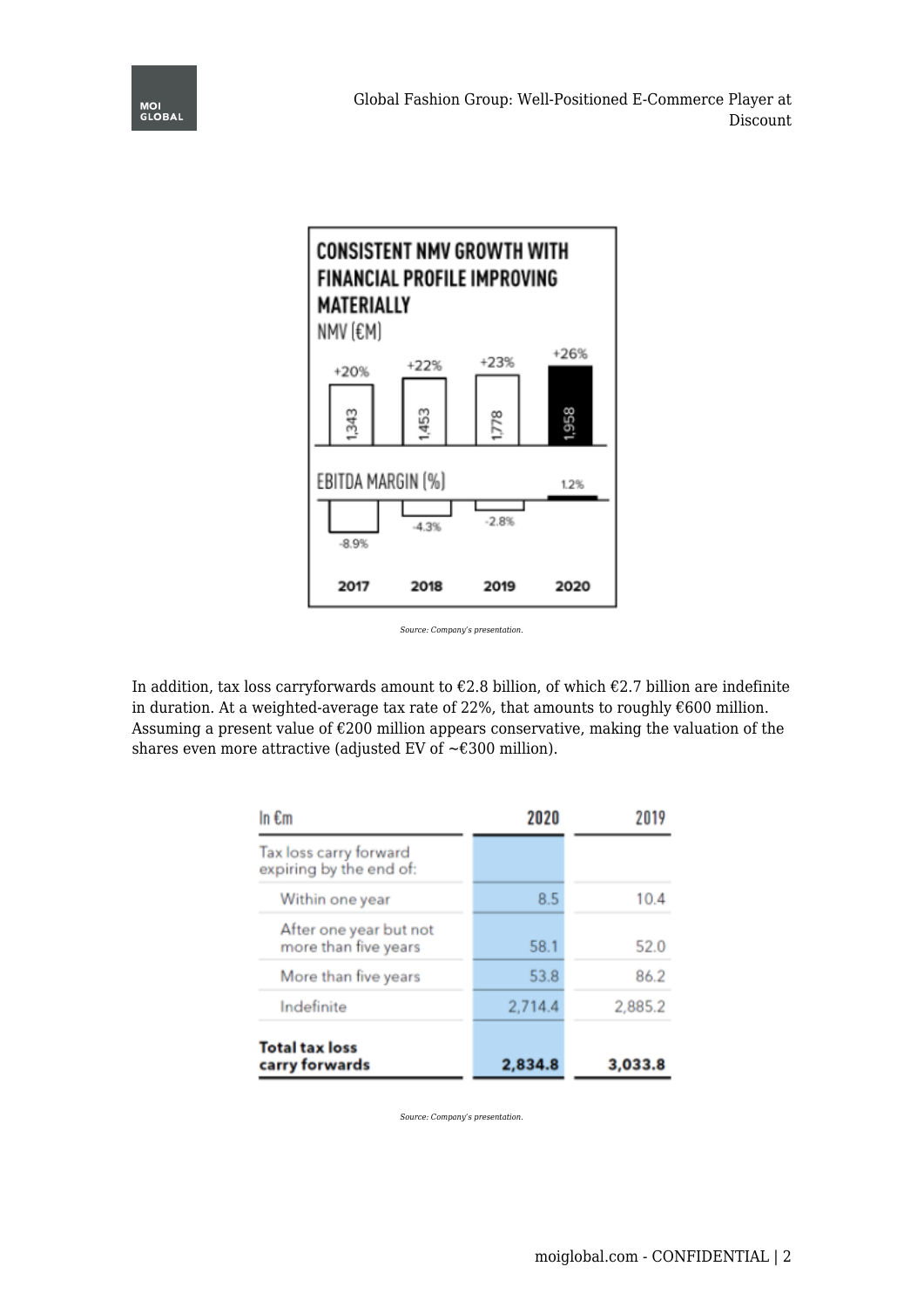**CONSISTENT NMV GROWTH WITH FINANCIAL PROFILE IMPROVING MATERIALLY**

NMV (€M)

| | 2017 | 2018 | 2019 | 2020 |
|---|---|---|---|---|
| NMV (€M) | 1,343 | 1,453 | 1,778 | 1,958 |
| Growth | +20% | +22% | +23% | +26% |
| EBITDA MARGIN (%) | -8.9% | -4.3% | -2.8% | 1.2% |

*Source: Company's presentation.*

In addition, tax loss carryforwards amount to €2.8 billion, of which €2.7 billion are indefinite in duration. At a weighted-average tax rate of 22%, that amounts to roughly €600 million. Assuming a present value of €200 million appears conservative, making the valuation of the shares even more attractive (adjusted EV of ~€300 million).

| In €m | 2020 | 2019 |
|---|---|---|
| Tax loss carry forward expiring by the end of: | | |
| Within one year | 8.5 | 10.4 |
| After one year but not more than five years | 58.1 | 52.0 |
| More than five years | 53.8 | 86.2 |
| Indefinite | 2,714.4 | 2,885.2 |
| **Total tax loss carry forwards** | **2,834.8** | **3,033.8** |

*Source: Company's presentation.*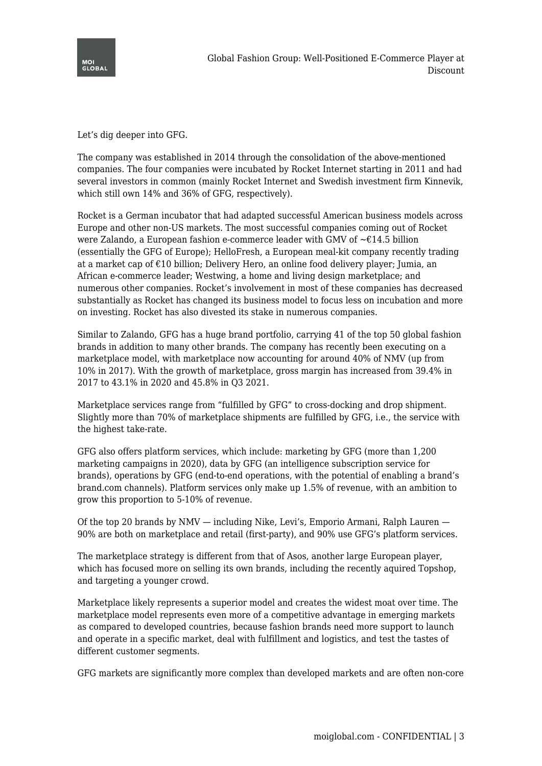Let’s dig deeper into GFG.

The company was established in 2014 through the consolidation of the above-mentioned companies. The four companies were incubated by Rocket Internet starting in 2011 and had several investors in common (mainly Rocket Internet and Swedish investment firm Kinnevik, which still own 14% and 36% of GFG, respectively).

Rocket is a German incubator that had adapted successful American business models across Europe and other non-US markets. The most successful companies coming out of Rocket were Zalando, a European fashion e-commerce leader with GMV of ~€14.5 billion (essentially the GFG of Europe); HelloFresh, a European meal-kit company recently trading at a market cap of €10 billion; Delivery Hero, an online food delivery player; Jumia, an African e-commerce leader; Westwing, a home and living design marketplace; and numerous other companies. Rocket’s involvement in most of these companies has decreased substantially as Rocket has changed its business model to focus less on incubation and more on investing. Rocket has also divested its stake in numerous companies.

Similar to Zalando, GFG has a huge brand portfolio, carrying 41 of the top 50 global fashion brands in addition to many other brands. The company has recently been executing on a marketplace model, with marketplace now accounting for around 40% of NMV (up from 10% in 2017). With the growth of marketplace, gross margin has increased from 39.4% in 2017 to 43.1% in 2020 and 45.8% in Q3 2021.

Marketplace services range from “fulfilled by GFG” to cross-docking and drop shipment. Slightly more than 70% of marketplace shipments are fulfilled by GFG, i.e., the service with the highest take-rate.

GFG also offers platform services, which include: marketing by GFG (more than 1,200 marketing campaigns in 2020), data by GFG (an intelligence subscription service for brands), operations by GFG (end-to-end operations, with the potential of enabling a brand’s brand.com channels). Platform services only make up 1.5% of revenue, with an ambition to grow this proportion to 5-10% of revenue.

Of the top 20 brands by NMV — including Nike, Levi’s, Emporio Armani, Ralph Lauren — 90% are both on marketplace and retail (first-party), and 90% use GFG’s platform services.

The marketplace strategy is different from that of Asos, another large European player, which has focused more on selling its own brands, including the recently aquired Topshop, and targeting a younger crowd.

Marketplace likely represents a superior model and creates the widest moat over time. The marketplace model represents even more of a competitive advantage in emerging markets as compared to developed countries, because fashion brands need more support to launch and operate in a specific market, deal with fulfillment and logistics, and test the tastes of different customer segments.

GFG markets are significantly more complex than developed markets and are often non-core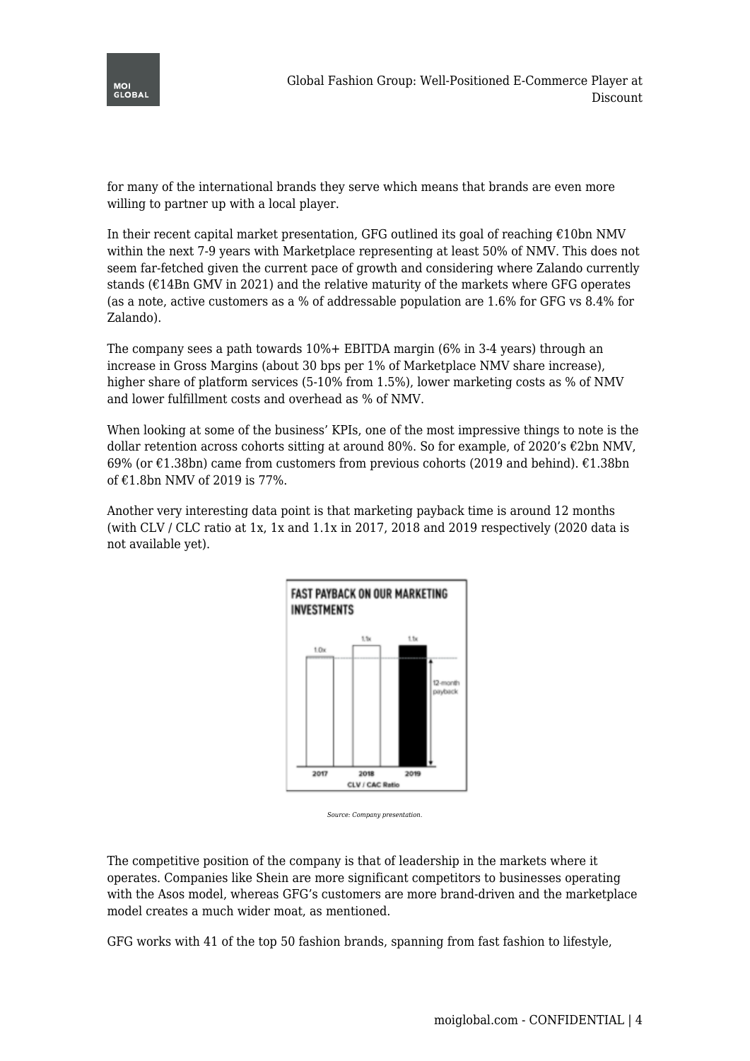for many of the international brands they serve which means that brands are even more willing to partner up with a local player.

In their recent capital market presentation, GFG outlined its goal of reaching €10bn NMV within the next 7-9 years with Marketplace representing at least 50% of NMV. This does not seem far-fetched given the current pace of growth and considering where Zalando currently stands (€14Bn GMV in 2021) and the relative maturity of the markets where GFG operates (as a note, active customers as a % of addressable population are 1.6% for GFG vs 8.4% for Zalando).

The company sees a path towards 10%+ EBITDA margin (6% in 3-4 years) through an increase in Gross Margins (about 30 bps per 1% of Marketplace NMV share increase), higher share of platform services (5-10% from 1.5%), lower marketing costs as % of NMV and lower fulfillment costs and overhead as % of NMV.

When looking at some of the business' KPIs, one of the most impressive things to note is the dollar retention across cohorts sitting at around 80%. So for example, of 2020's €2bn NMV, 69% (or €1.38bn) came from customers from previous cohorts (2019 and behind). €1.38bn of €1.8bn NMV of 2019 is 77%.

Another very interesting data point is that marketing payback time is around 12 months (with CLV / CLC ratio at 1x, 1x and 1.1x in 2017, 2018 and 2019 respectively (2020 data is not available yet).

FAST PAYBACK ON OUR MARKETING INVESTMENTS

| | 2017 | 2018 | 2019 |
|---|---|---|---|
| CLV / CAC Ratio | 1.0x | 1.1x | 1.1x |

12-month payback

*Source: Company presentation.*

The competitive position of the company is that of leadership in the markets where it operates. Companies like Shein are more significant competitors to businesses operating with the Asos model, whereas GFG's customers are more brand-driven and the marketplace model creates a much wider moat, as mentioned.

GFG works with 41 of the top 50 fashion brands, spanning from fast fashion to lifestyle,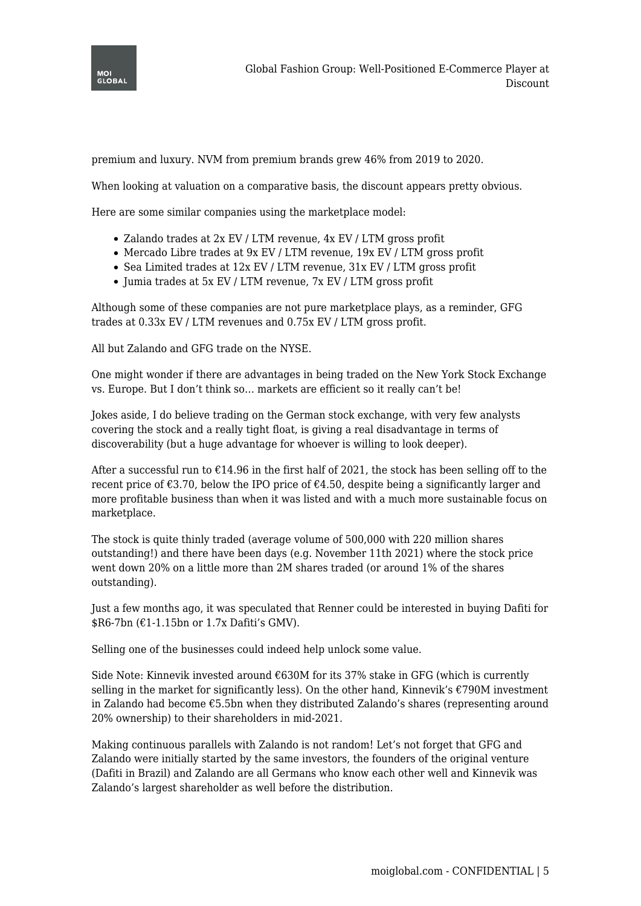premium and luxury. NVM from premium brands grew 46% from 2019 to 2020.

When looking at valuation on a comparative basis, the discount appears pretty obvious.

Here are some similar companies using the marketplace model:

- Zalando trades at 2x EV / LTM revenue, 4x EV / LTM gross profit
- Mercado Libre trades at 9x EV / LTM revenue, 19x EV / LTM gross profit
- Sea Limited trades at 12x EV / LTM revenue, 31x EV / LTM gross profit
- Jumia trades at 5x EV / LTM revenue, 7x EV / LTM gross profit

Although some of these companies are not pure marketplace plays, as a reminder, GFG trades at 0.33x EV / LTM revenues and 0.75x EV / LTM gross profit.

All but Zalando and GFG trade on the NYSE.

One might wonder if there are advantages in being traded on the New York Stock Exchange vs. Europe. But I don't think so… markets are efficient so it really can't be!

Jokes aside, I do believe trading on the German stock exchange, with very few analysts covering the stock and a really tight float, is giving a real disadvantage in terms of discoverability (but a huge advantage for whoever is willing to look deeper).

After a successful run to €14.96 in the first half of 2021, the stock has been selling off to the recent price of €3.70, below the IPO price of €4.50, despite being a significantly larger and more profitable business than when it was listed and with a much more sustainable focus on marketplace.

The stock is quite thinly traded (average volume of 500,000 with 220 million shares outstanding!) and there have been days (e.g. November 11th 2021) where the stock price went down 20% on a little more than 2M shares traded (or around 1% of the shares outstanding).

Just a few months ago, it was speculated that Renner could be interested in buying Dafiti for $R6-7bn (€1-1.15bn or 1.7x Dafiti's GMV).

Selling one of the businesses could indeed help unlock some value.

Side Note: Kinnevik invested around €630M for its 37% stake in GFG (which is currently selling in the market for significantly less). On the other hand, Kinnevik's €790M investment in Zalando had become €5.5bn when they distributed Zalando's shares (representing around 20% ownership) to their shareholders in mid-2021.

Making continuous parallels with Zalando is not random! Let's not forget that GFG and Zalando were initially started by the same investors, the founders of the original venture (Dafiti in Brazil) and Zalando are all Germans who know each other well and Kinnevik was Zalando's largest shareholder as well before the distribution.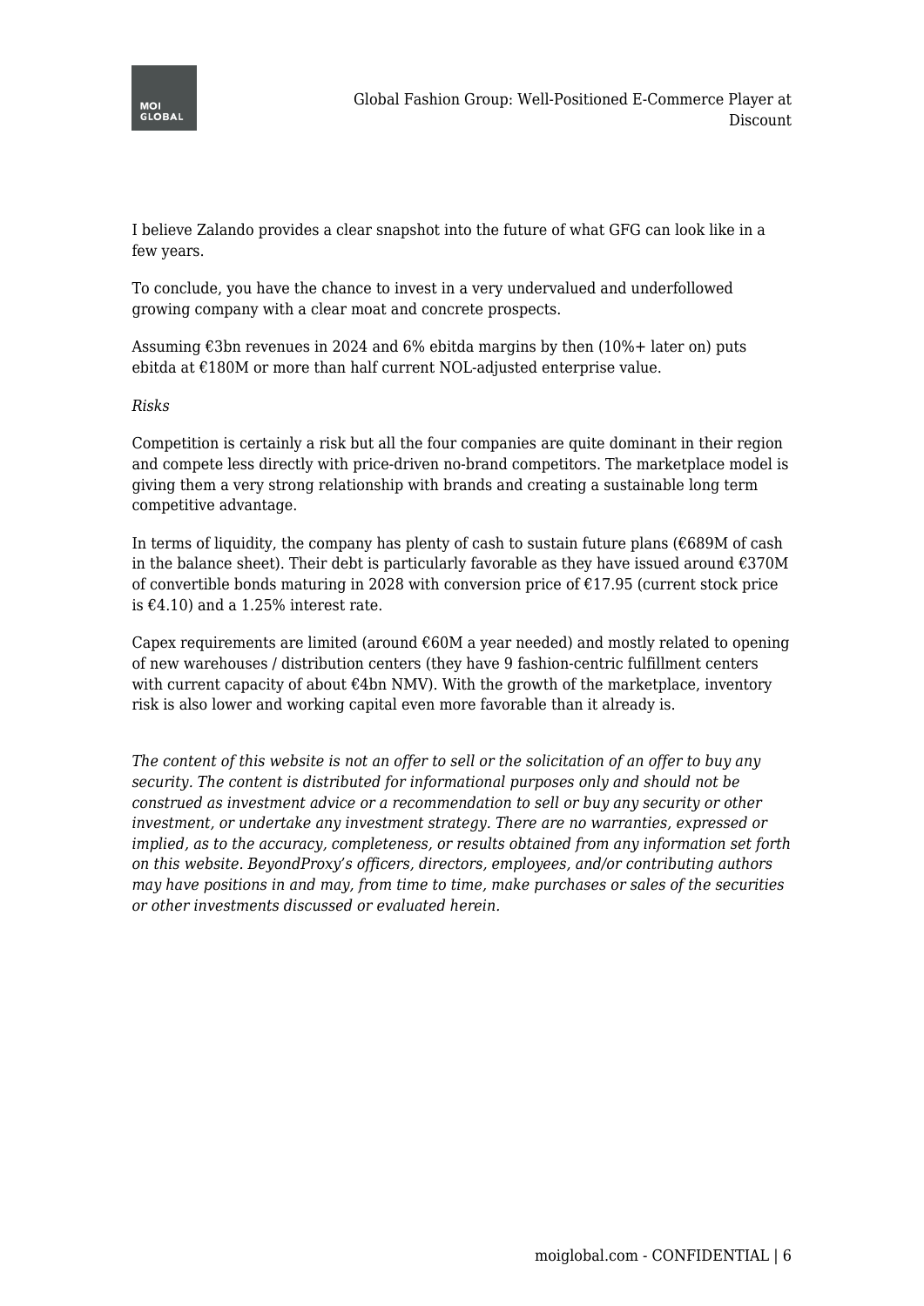I believe Zalando provides a clear snapshot into the future of what GFG can look like in a few years.

To conclude, you have the chance to invest in a very undervalued and underfollowed growing company with a clear moat and concrete prospects.

Assuming €3bn revenues in 2024 and 6% ebitda margins by then (10%+ later on) puts ebitda at €180M or more than half current NOL-adjusted enterprise value.

*Risks*

Competition is certainly a risk but all the four companies are quite dominant in their region and compete less directly with price-driven no-brand competitors. The marketplace model is giving them a very strong relationship with brands and creating a sustainable long term competitive advantage.

In terms of liquidity, the company has plenty of cash to sustain future plans (€689M of cash in the balance sheet). Their debt is particularly favorable as they have issued around €370M of convertible bonds maturing in 2028 with conversion price of €17.95 (current stock price is €4.10) and a 1.25% interest rate.

Capex requirements are limited (around €60M a year needed) and mostly related to opening of new warehouses / distribution centers (they have 9 fashion-centric fulfillment centers with current capacity of about €4bn NMV). With the growth of the marketplace, inventory risk is also lower and working capital even more favorable than it already is.

*The content of this website is not an offer to sell or the solicitation of an offer to buy any security. The content is distributed for informational purposes only and should not be construed as investment advice or a recommendation to sell or buy any security or other investment, or undertake any investment strategy. There are no warranties, expressed or implied, as to the accuracy, completeness, or results obtained from any information set forth on this website. BeyondProxy's officers, directors, employees, and/or contributing authors may have positions in and may, from time to time, make purchases or sales of the securities or other investments discussed or evaluated herein.*